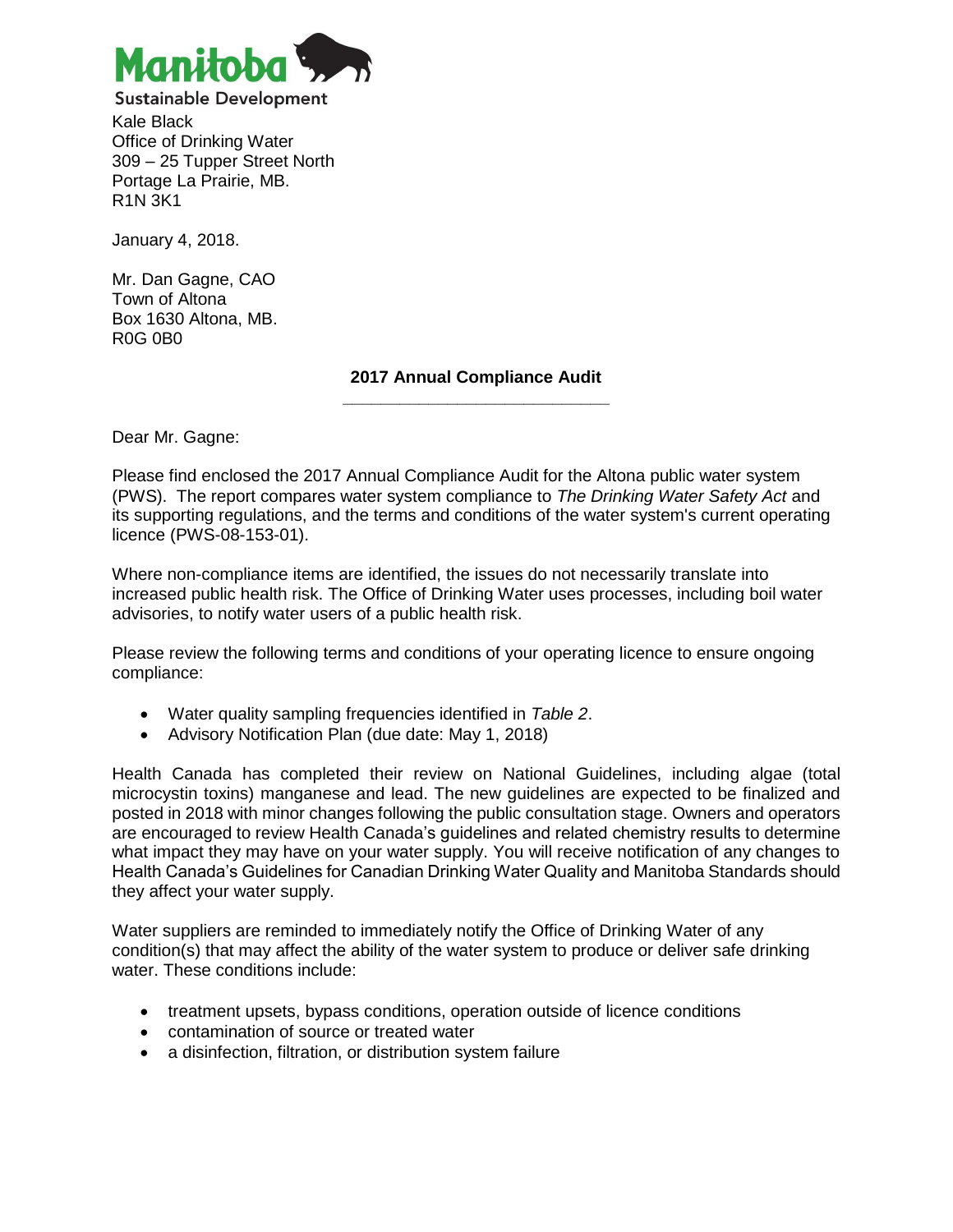Manitoba

Sustainable Development

Kale Black
Office of Drinking Water
309 – 25 Tupper Street North
Portage La Prairie, MB.
R1N 3K1

January 4, 2018.

Mr. Dan Gagne, CAO
Town of Altona
Box 1630 Altona, MB.
R0G 0B0

**2017 Annual Compliance Audit**

Dear Mr. Gagne:

Please find enclosed the 2017 Annual Compliance Audit for the Altona public water system (PWS). The report compares water system compliance to *The Drinking Water Safety Act* and its supporting regulations, and the terms and conditions of the water system's current operating licence (PWS-08-153-01).

Where non-compliance items are identified, the issues do not necessarily translate into increased public health risk. The Office of Drinking Water uses processes, including boil water advisories, to notify water users of a public health risk.

Please review the following terms and conditions of your operating licence to ensure ongoing compliance:

- Water quality sampling frequencies identified in *Table 2*.
- Advisory Notification Plan (due date: May 1, 2018)

Health Canada has completed their review on National Guidelines, including algae (total microcystin toxins) manganese and lead. The new guidelines are expected to be finalized and posted in 2018 with minor changes following the public consultation stage. Owners and operators are encouraged to review Health Canada's guidelines and related chemistry results to determine what impact they may have on your water supply. You will receive notification of any changes to Health Canada's Guidelines for Canadian Drinking Water Quality and Manitoba Standards should they affect your water supply.

Water suppliers are reminded to immediately notify the Office of Drinking Water of any condition(s) that may affect the ability of the water system to produce or deliver safe drinking water. These conditions include:

- treatment upsets, bypass conditions, operation outside of licence conditions
- contamination of source or treated water
- a disinfection, filtration, or distribution system failure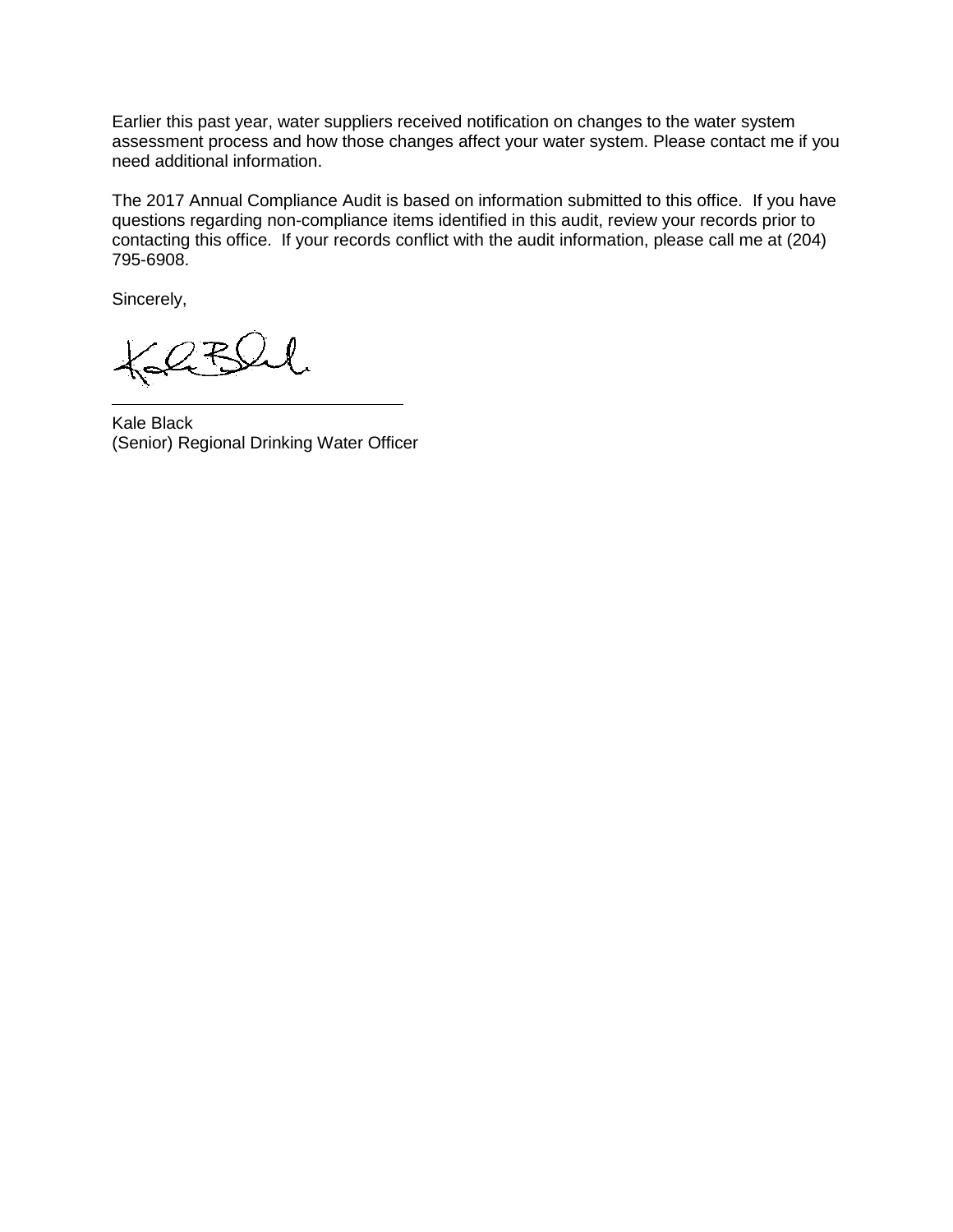Earlier this past year, water suppliers received notification on changes to the water system assessment process and how those changes affect your water system. Please contact me if you need additional information.

The 2017 Annual Compliance Audit is based on information submitted to this office. If you have questions regarding non-compliance items identified in this audit, review your records prior to contacting this office. If your records conflict with the audit information, please call me at (204) 795-6908.

Sincerely,

Kale Black
(Senior) Regional Drinking Water Officer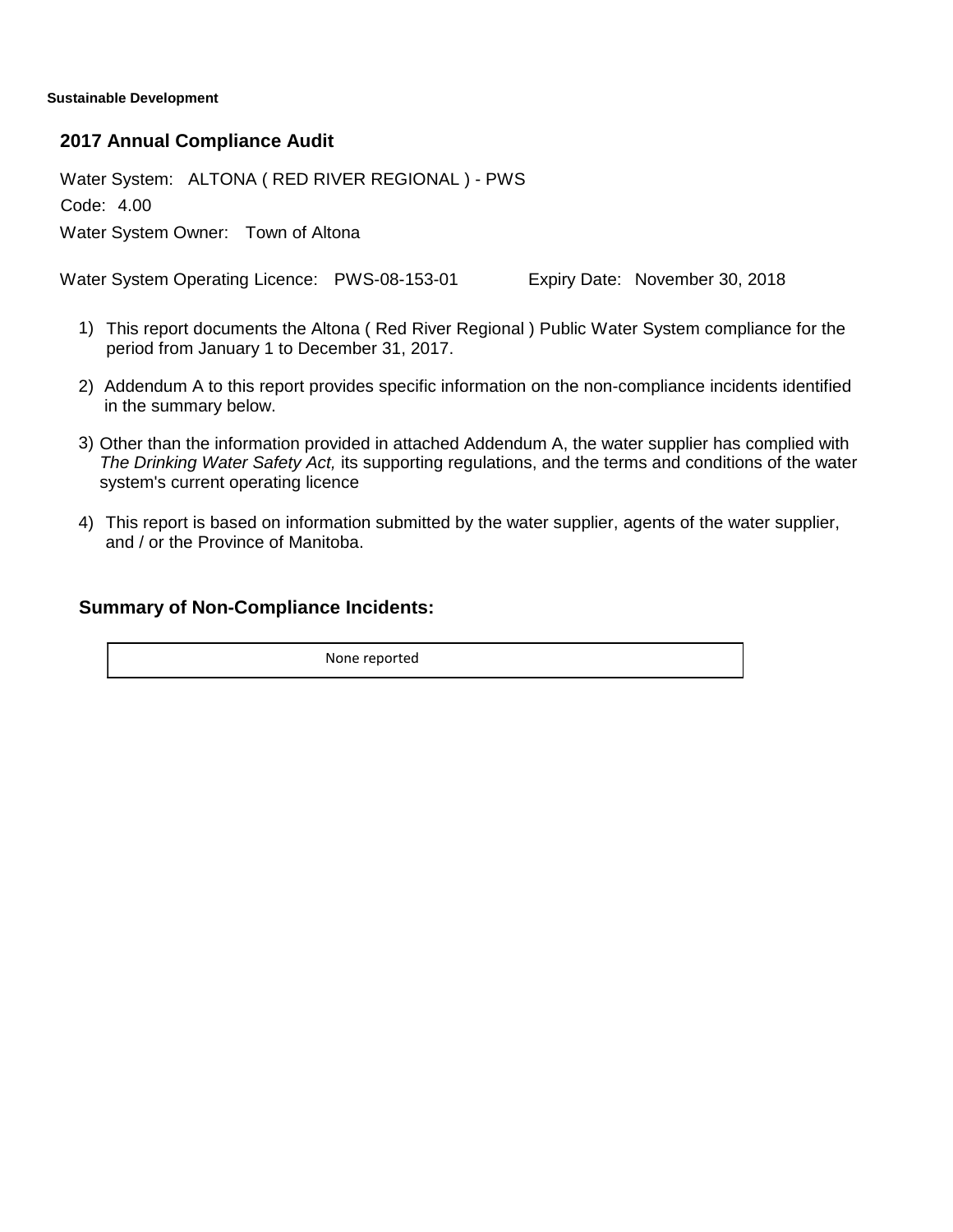**Sustainable Development**

## 2017 Annual Compliance Audit

Water System: ALTONA ( RED RIVER REGIONAL ) - PWS

Code: 4.00

Water System Owner: Town of Altona

Water System Operating Licence: PWS-08-153-01 Expiry Date: November 30, 2018

1) This report documents the Altona ( Red River Regional ) Public Water System compliance for the period from January 1 to December 31, 2017.

2) Addendum A to this report provides specific information on the non-compliance incidents identified in the summary below.

3) Other than the information provided in attached Addendum A, the water supplier has complied with *The Drinking Water Safety Act,* its supporting regulations, and the terms and conditions of the water system's current operating licence

4) This report is based on information submitted by the water supplier, agents of the water supplier, and / or the Province of Manitoba.

### Summary of Non-Compliance Incidents:

| None reported |
| --- |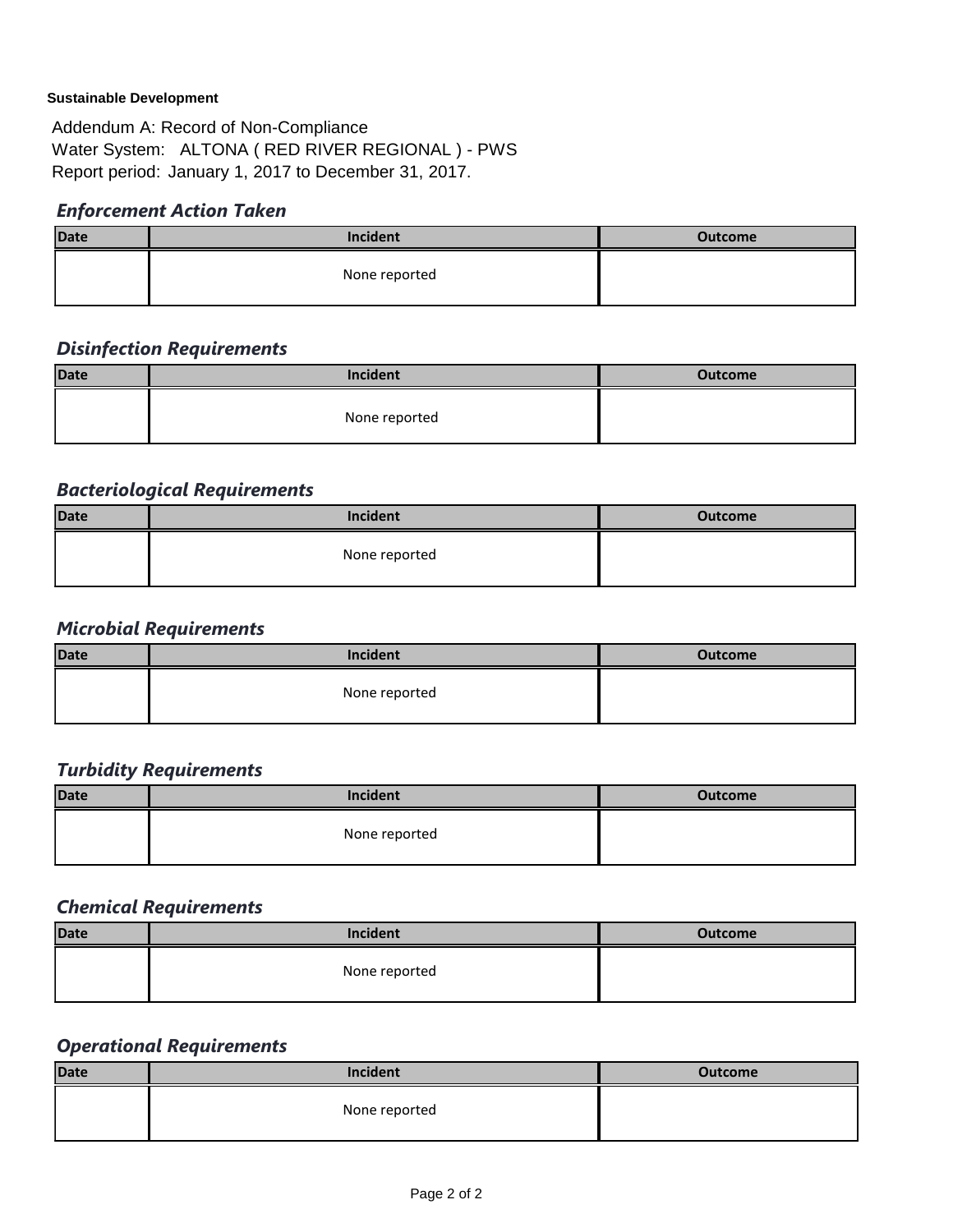**Sustainable Development**

Addendum A: Record of Non-Compliance
Water System: ALTONA ( RED RIVER REGIONAL ) - PWS
Report period: January 1, 2017 to December 31, 2017.

### *Enforcement Action Taken*

| Date | Incident | Outcome |
|---|---|---|
| | None reported | |

### *Disinfection Requirements*

| Date | Incident | Outcome |
|---|---|---|
| | None reported | |

### *Bacteriological Requirements*

| Date | Incident | Outcome |
|---|---|---|
| | None reported | |

### *Microbial Requirements*

| Date | Incident | Outcome |
|---|---|---|
| | None reported | |

### *Turbidity Requirements*

| Date | Incident | Outcome |
|---|---|---|
| | None reported | |

### *Chemical Requirements*

| Date | Incident | Outcome |
|---|---|---|
| | None reported | |

### *Operational Requirements*

| Date | Incident | Outcome |
|---|---|---|
| | None reported | |